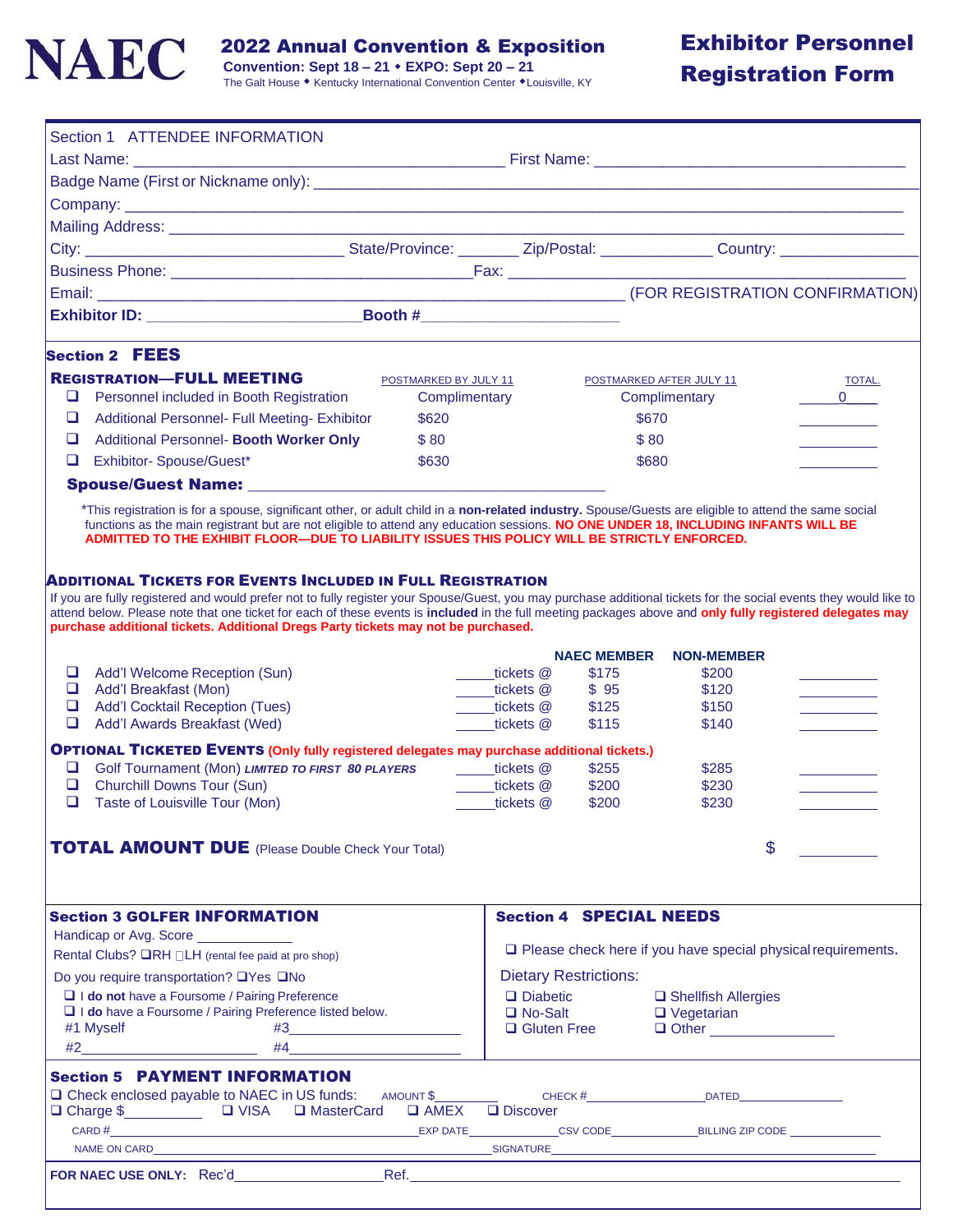# NAEC

## 2022 Annual Convention & Exposition

**Convention: Sept 18 – 21 ◆ EXPO: Sept 20 – 21**

The Galt House ◆ Kentucky International Convention Center ◆ Louisville, KY

# Exhibitor Personnel Registration Form

## Section 1 ATTENDEE INFORMATION

Last Name: ________________________________________ First Name: ________________________________

Badge Name (First or Nickname only): ______________________________________________________________

Company: ______________________________________________________________________________

Mailing Address: _________________________________________________________________________

City: ___________________________ State/Province: _______ Zip/Postal: ____________ Country: ______________

Business Phone: ________________________________ Fax: ____________________________________

Email: _______________________________________________________ (FOR REGISTRATION CONFIRMATION)

**Exhibitor ID:** _______________________ **Booth #** _____________________

## Section 2 FEES

| **REGISTRATION—FULL MEETING** | POSTMARKED BY JULY 11 | POSTMARKED AFTER JULY 11 | TOTAL. |
|---|---|---|---|
| ❑ Personnel included in Booth Registration | Complimentary | Complimentary | 0 |
| ❑ Additional Personnel- Full Meeting- Exhibitor | $620 | $670 | ______ |
| ❑ Additional Personnel- **Booth Worker Only** | $ 80 | $ 80 | ______ |
| ❑ Exhibitor- Spouse/Guest* | $630 | $680 | ______ |

**Spouse/Guest Name:** ________________________________

*This registration is for a spouse, significant other, or adult child in a **non-related industry.** Spouse/Guests are eligible to attend the same social functions as the main registrant but are not eligible to attend any education sessions. **NO ONE UNDER 18, INCLUDING INFANTS WILL BE ADMITTED TO THE EXHIBIT FLOOR—DUE TO LIABILITY ISSUES THIS POLICY WILL BE STRICTLY ENFORCED.**

### ADDITIONAL TICKETS FOR EVENTS INCLUDED IN FULL REGISTRATION

If you are fully registered and would prefer not to fully register your Spouse/Guest, you may purchase additional tickets for the social events they would like to attend below. Please note that one ticket for each of these events is **included** in the full meeting packages above and **only fully registered delegates may purchase additional tickets. Additional Dregs Party tickets may not be purchased.**

| | | NAEC MEMBER | NON-MEMBER | |
|---|---|---|---|---|
| ❑ Add'l Welcome Reception (Sun) | _____tickets @ | $175 | $200 | ______ |
| ❑ Add'l Breakfast (Mon) | _____tickets @ | $ 95 | $120 | ______ |
| ❑ Add'l Cocktail Reception (Tues) | _____tickets @ | $125 | $150 | ______ |
| ❑ Add'l Awards Breakfast (Wed) | _____tickets @ | $115 | $140 | ______ |

### OPTIONAL TICKETED EVENTS (Only fully registered delegates may purchase additional tickets.)

| | | NAEC MEMBER | NON-MEMBER | |
|---|---|---|---|---|
| ❑ Golf Tournament (Mon) ***LIMITED TO FIRST 80 PLAYERS*** | _____tickets @ | $255 | $285 | ______ |
| ❑ Churchill Downs Tour (Sun) | _____tickets @ | $200 | $230 | ______ |
| ❑ Taste of Louisville Tour (Mon) | _____tickets @ | $200 | $230 | ______ |

**TOTAL AMOUNT DUE** (Please Double Check Your Total) $ ______

## Section 3 GOLFER INFORMATION

Handicap or Avg. Score ____________

Rental Clubs? ❑RH ❑LH (rental fee paid at pro shop)

Do you require transportation? ❑Yes ❑No

❑ I **do not** have a Foursome / Pairing Preference

❑ I **do** have a Foursome / Pairing Preference listed below.

#1 Myself #3____________________

#2____________________ #4____________________

## Section 4 SPECIAL NEEDS

❑ Please check here if you have special physical requirements.

Dietary Restrictions:

❑ Diabetic ❑ Shellfish Allergies

❑ No-Salt ❑ Vegetarian

❑ Gluten Free ❑ Other ______________

## Section 5 PAYMENT INFORMATION

❑ Check enclosed payable to NAEC in US funds: AMOUNT $________ CHECK #________________ DATED______________

❑ Charge $__________ ❑ VISA ❑ MasterCard ❑ AMEX ❑ Discover

CARD #________________________________ EXP DATE__________ CSV CODE__________ BILLING ZIP CODE __________

NAME ON CARD________________________________ SIGNATURE________________________________

**FOR NAEC USE ONLY:** Rec'd__________________ Ref.________________________________________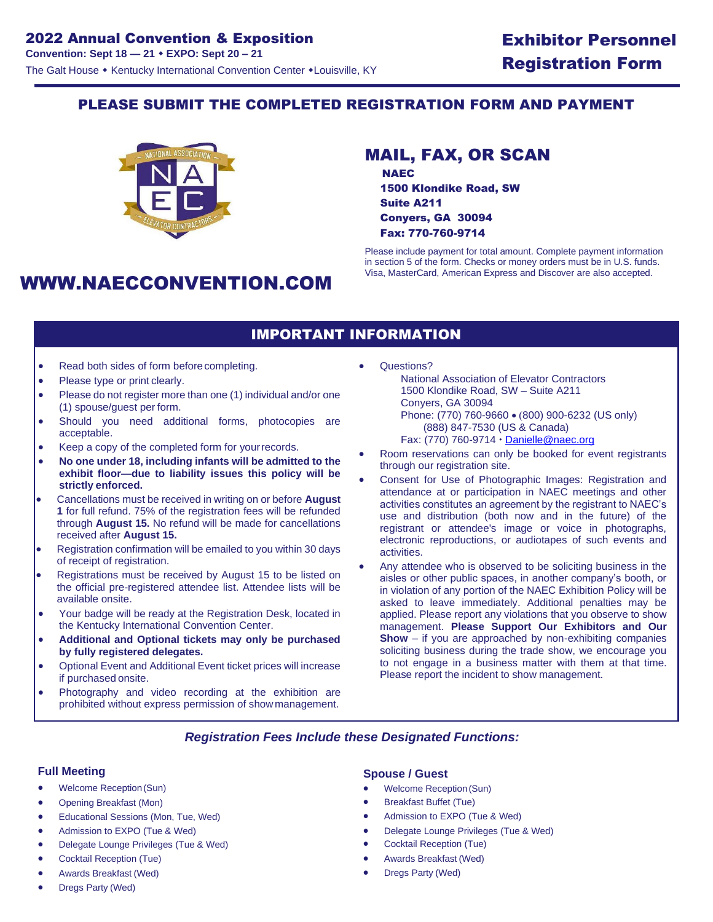## 2022 Annual Convention & Exposition

**Convention: Sept 18 — 21 • EXPO: Sept 20 – 21**

The Galt House • Kentucky International Convention Center • Louisville, KY

# Exhibitor Personnel Registration Form

## PLEASE SUBMIT THE COMPLETED REGISTRATION FORM AND PAYMENT

## MAIL, FAX, OR SCAN

**NAEC**
**1500 Klondike Road, SW**
**Suite A211**
**Conyers, GA 30094**
**Fax: 770-760-9714**

Please include payment for total amount. Complete payment information in section 5 of the form. Checks or money orders must be in U.S. funds. Visa, MasterCard, American Express and Discover are also accepted.

## WWW.NAECCONVENTION.COM

## IMPORTANT INFORMATION

- Read both sides of form before completing.
- Please type or print clearly.
- Please do not register more than one (1) individual and/or one (1) spouse/guest per form.
- Should you need additional forms, photocopies are acceptable.
- Keep a copy of the completed form for your records.
- **No one under 18, including infants will be admitted to the exhibit floor—due to liability issues this policy will be strictly enforced.**
- Cancellations must be received in writing on or before **August 1** for full refund. 75% of the registration fees will be refunded through **August 15.** No refund will be made for cancellations received after **August 15.**
- Registration confirmation will be emailed to you within 30 days of receipt of registration.
- Registrations must be received by August 15 to be listed on the official pre-registered attendee list. Attendee lists will be available onsite.
- Your badge will be ready at the Registration Desk, located in the Kentucky International Convention Center.
- **Additional and Optional tickets may only be purchased by fully registered delegates.**
- Optional Event and Additional Event ticket prices will increase if purchased onsite.
- Photography and video recording at the exhibition are prohibited without express permission of show management.
- Questions?
  National Association of Elevator Contractors
  1500 Klondike Road, SW – Suite A211
  Conyers, GA 30094
  Phone: (770) 760-9660 • (800) 900-6232 (US only)
  (888) 847-7530 (US & Canada)
  Fax: (770) 760-9714 • Danielle@naec.org
- Room reservations can only be booked for event registrants through our registration site.
- Consent for Use of Photographic Images: Registration and attendance at or participation in NAEC meetings and other activities constitutes an agreement by the registrant to NAEC's use and distribution (both now and in the future) of the registrant or attendee's image or voice in photographs, electronic reproductions, or audiotapes of such events and activities.
- Any attendee who is observed to be soliciting business in the aisles or other public spaces, in another company's booth, or in violation of any portion of the NAEC Exhibition Policy will be asked to leave immediately. Additional penalties may be applied. Please report any violations that you observe to show management. **Please Support Our Exhibitors and Our Show** – if you are approached by non-exhibiting companies soliciting business during the trade show, we encourage you to not engage in a business matter with them at that time. Please report the incident to show management.

### *Registration Fees Include these Designated Functions:*

**Full Meeting**

- Welcome Reception (Sun)
- Opening Breakfast (Mon)
- Educational Sessions (Mon, Tue, Wed)
- Admission to EXPO (Tue & Wed)
- Delegate Lounge Privileges (Tue & Wed)
- Cocktail Reception (Tue)
- Awards Breakfast (Wed)
- Dregs Party (Wed)

**Spouse / Guest**

- Welcome Reception (Sun)
- Breakfast Buffet (Tue)
- Admission to EXPO (Tue & Wed)
- Delegate Lounge Privileges (Tue & Wed)
- Cocktail Reception (Tue)
- Awards Breakfast (Wed)
- Dregs Party (Wed)